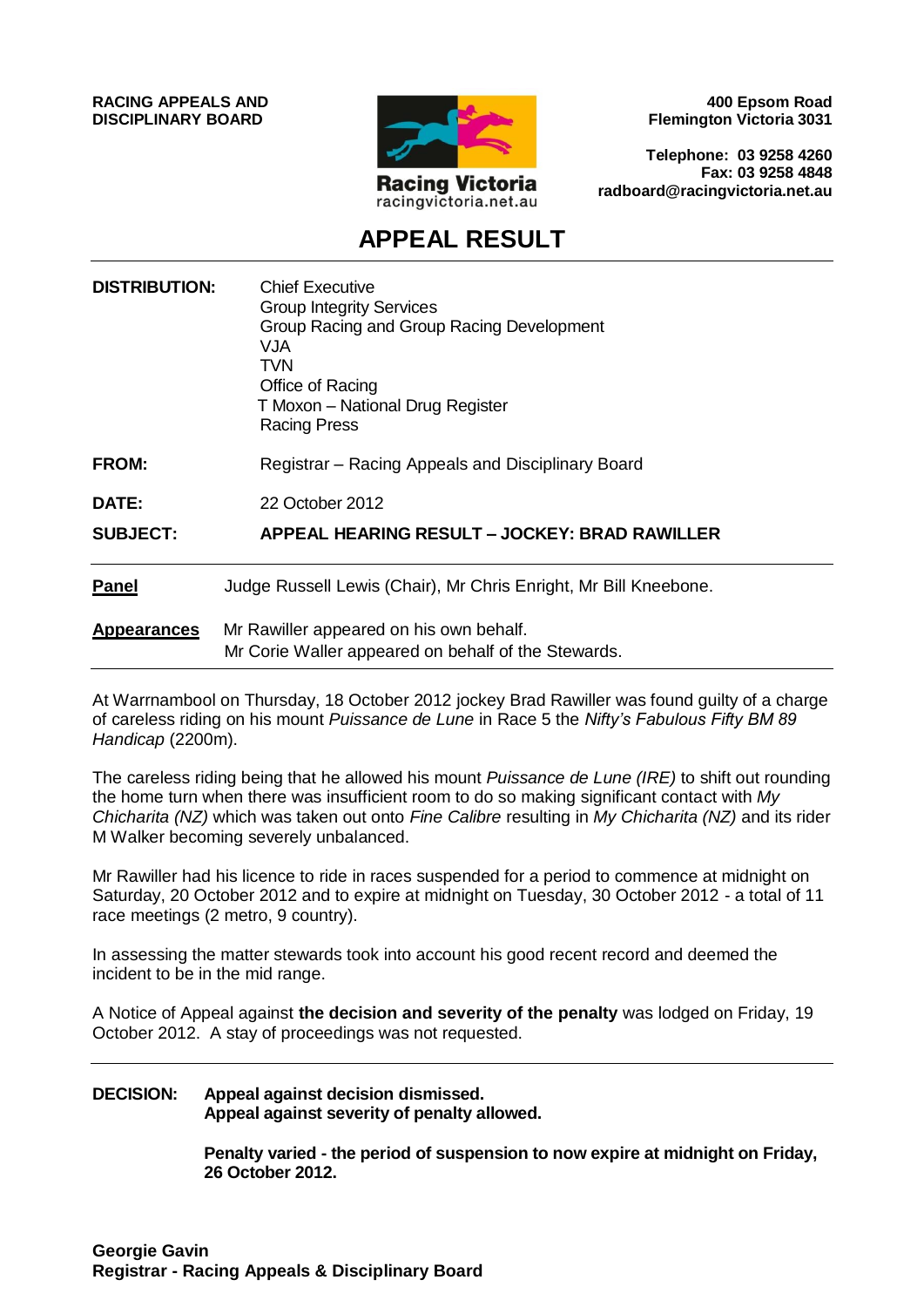**RACING APPEALS AND DISCIPLINARY BOARD**

Racing Victoria
racingvictoria.net.au

**400 Epsom Road**
**Flemington Victoria 3031**

**Telephone: 03 9258 4260**
**Fax: 03 9258 4848**
**radboard@racingvictoria.net.au**

# APPEAL RESULT

| | |
|---|---|
| **DISTRIBUTION:** | Chief Executive<br>Group Integrity Services<br>Group Racing and Group Racing Development<br>VJA<br>TVN<br>Office of Racing<br>T Moxon – National Drug Register<br>Racing Press |
| **FROM:** | Registrar – Racing Appeals and Disciplinary Board |
| **DATE:** | 22 October 2012 |
| **SUBJECT:** | **APPEAL HEARING RESULT – JOCKEY: BRAD RAWILLER** |

**Panel** Judge Russell Lewis (Chair), Mr Chris Enright, Mr Bill Kneebone.

**Appearances** Mr Rawiller appeared on his own behalf.
Mr Corie Waller appeared on behalf of the Stewards.

At Warrnambool on Thursday, 18 October 2012 jockey Brad Rawiller was found guilty of a charge of careless riding on his mount *Puissance de Lune* in Race 5 the *Nifty's Fabulous Fifty BM 89 Handicap* (2200m).

The careless riding being that he allowed his mount *Puissance de Lune (IRE)* to shift out rounding the home turn when there was insufficient room to do so making significant contact with *My Chicharita (NZ)* which was taken out onto *Fine Calibre* resulting in *My Chicharita (NZ)* and its rider M Walker becoming severely unbalanced.

Mr Rawiller had his licence to ride in races suspended for a period to commence at midnight on Saturday, 20 October 2012 and to expire at midnight on Tuesday, 30 October 2012 - a total of 11 race meetings (2 metro, 9 country).

In assessing the matter stewards took into account his good recent record and deemed the incident to be in the mid range.

A Notice of Appeal against **the decision and severity of the penalty** was lodged on Friday, 19 October 2012. A stay of proceedings was not requested.

**DECISION:** **Appeal against decision dismissed.**
**Appeal against severity of penalty allowed.**

**Penalty varied - the period of suspension to now expire at midnight on Friday, 26 October 2012.**

**Georgie Gavin**
**Registrar - Racing Appeals & Disciplinary Board**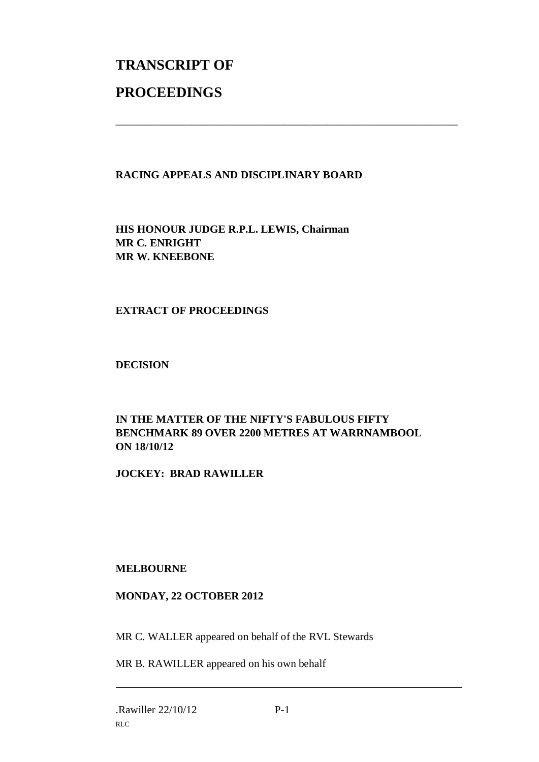# TRANSCRIPT OF

# PROCEEDINGS

---

**RACING APPEALS AND DISCIPLINARY BOARD**

**HIS HONOUR JUDGE R.P.L. LEWIS, Chairman**
**MR C. ENRIGHT**
**MR W. KNEEBONE**

**EXTRACT OF PROCEEDINGS**

**DECISION**

**IN THE MATTER OF THE NIFTY'S FABULOUS FIFTY BENCHMARK 89 OVER 2200 METRES AT WARRNAMBOOL ON 18/10/12**

**JOCKEY: BRAD RAWILLER**

**MELBOURNE**

**MONDAY, 22 OCTOBER 2012**

MR C. WALLER appeared on behalf of the RVL Stewards

MR B. RAWILLER appeared on his own behalf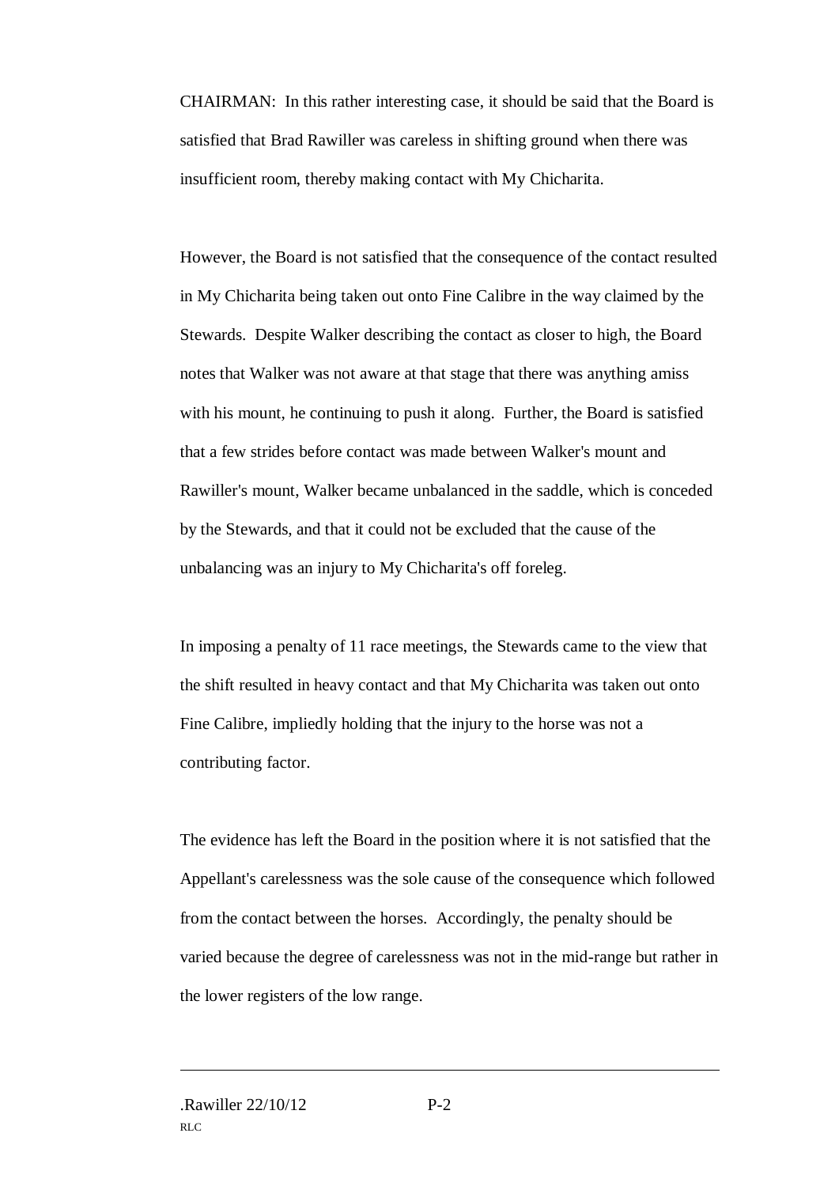CHAIRMAN: In this rather interesting case, it should be said that the Board is satisfied that Brad Rawiller was careless in shifting ground when there was insufficient room, thereby making contact with My Chicharita.

However, the Board is not satisfied that the consequence of the contact resulted in My Chicharita being taken out onto Fine Calibre in the way claimed by the Stewards. Despite Walker describing the contact as closer to high, the Board notes that Walker was not aware at that stage that there was anything amiss with his mount, he continuing to push it along. Further, the Board is satisfied that a few strides before contact was made between Walker's mount and Rawiller's mount, Walker became unbalanced in the saddle, which is conceded by the Stewards, and that it could not be excluded that the cause of the unbalancing was an injury to My Chicharita's off foreleg.

In imposing a penalty of 11 race meetings, the Stewards came to the view that the shift resulted in heavy contact and that My Chicharita was taken out onto Fine Calibre, impliedly holding that the injury to the horse was not a contributing factor.

The evidence has left the Board in the position where it is not satisfied that the Appellant's carelessness was the sole cause of the consequence which followed from the contact between the horses. Accordingly, the penalty should be varied because the degree of carelessness was not in the mid-range but rather in the lower registers of the low range.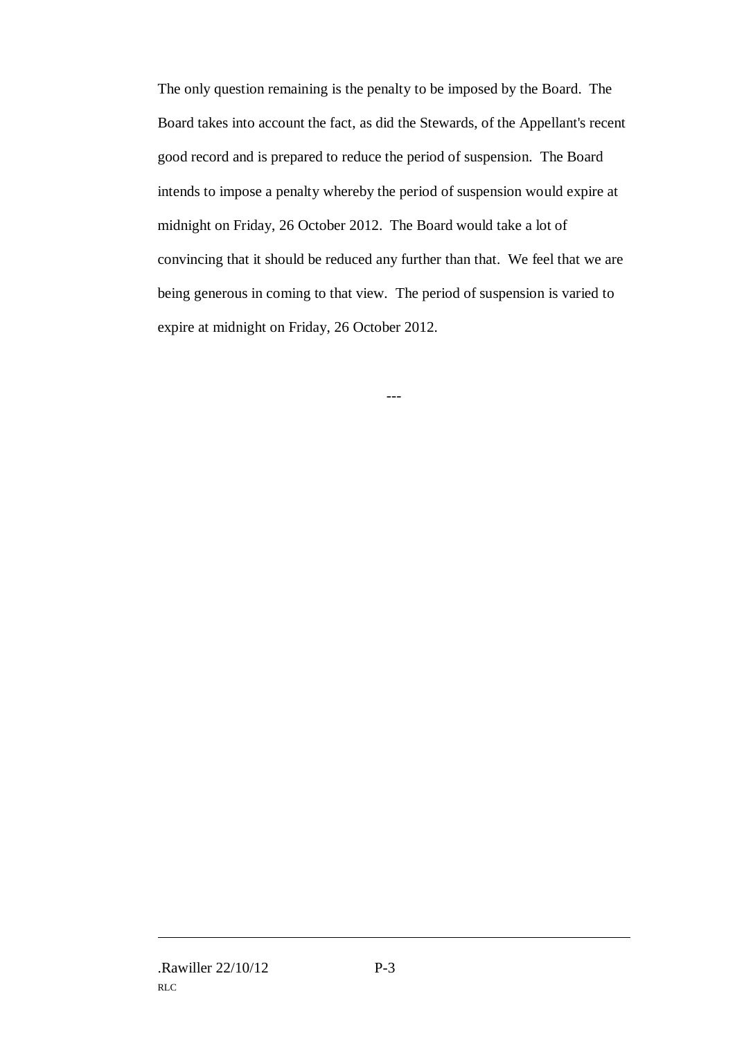The only question remaining is the penalty to be imposed by the Board. The Board takes into account the fact, as did the Stewards, of the Appellant's recent good record and is prepared to reduce the period of suspension. The Board intends to impose a penalty whereby the period of suspension would expire at midnight on Friday, 26 October 2012. The Board would take a lot of convincing that it should be reduced any further than that. We feel that we are being generous in coming to that view. The period of suspension is varied to expire at midnight on Friday, 26 October 2012.

---